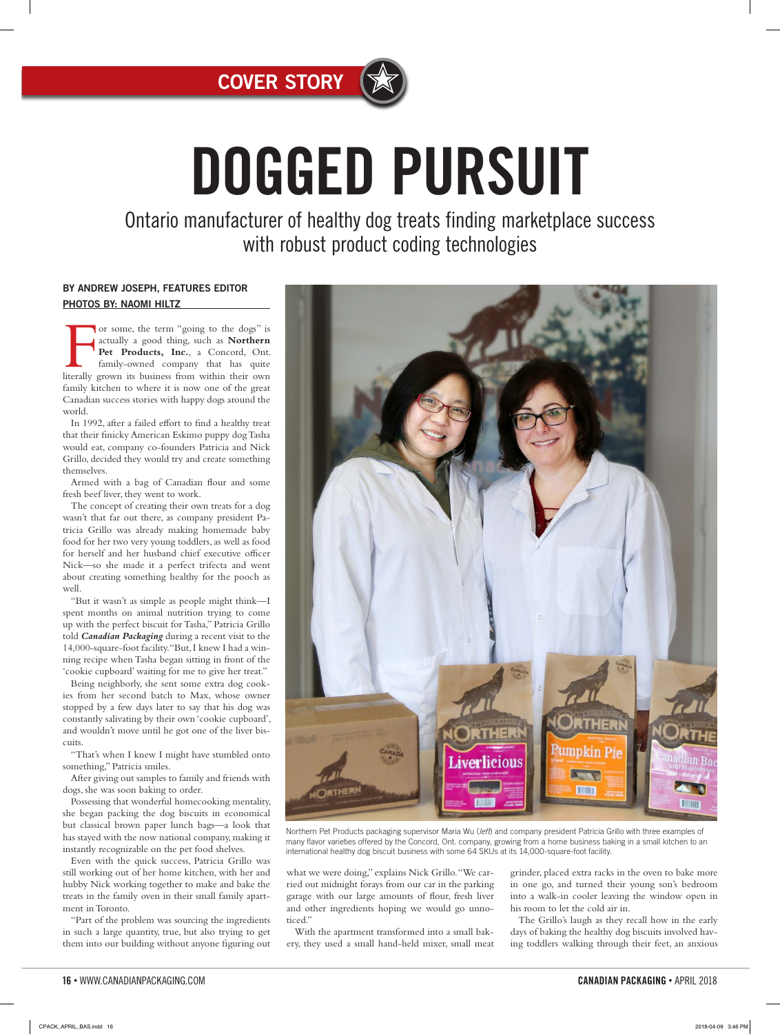COVER STORY

# DOGGED PURSUIT

## Ontario manufacturer of healthy dog treats finding marketplace success with robust product coding technologies

**BY ANDREW JOSEPH, FEATURES EDITOR**
**PHOTOS BY: NAOMI HILTZ**

For some, the term "going to the dogs" is actually a good thing, such as **Northern Pet Products, Inc.**, a Concord, Ont. family-owned company that has quite literally grown its business from within their own family kitchen to where it is now one of the great Canadian success stories with happy dogs around the world.

In 1992, after a failed effort to find a healthy treat that their finicky American Eskimo puppy dog Tasha would eat, company co-founders Patricia and Nick Grillo, decided they would try and create something themselves.

Armed with a bag of Canadian flour and some fresh beef liver, they went to work.

The concept of creating their own treats for a dog wasn't that far out there, as company president Patricia Grillo was already making homemade baby food for her two very young toddlers, as well as food for herself and her husband chief executive officer Nick—so she made it a perfect trifecta and went about creating something healthy for the pooch as well.

"But it wasn't as simple as people might think—I spent months on animal nutrition trying to come up with the perfect biscuit for Tasha," Patricia Grillo told ***Canadian Packaging*** during a recent visit to the 14,000-square-foot facility. "But, I knew I had a winning recipe when Tasha began sitting in front of the 'cookie cupboard' waiting for me to give her treat."

Being neighborly, she sent some extra dog cookies from her second batch to Max, whose owner stopped by a few days later to say that his dog was constantly salivating by their own 'cookie cupboard', and wouldn't move until he got one of the liver biscuits.

"That's when I knew I might have stumbled onto something," Patricia smiles.

After giving out samples to family and friends with dogs, she was soon baking to order.

Possessing that wonderful homecooking mentality, she began packing the dog biscuits in economical but classical brown paper lunch bags—a look that has stayed with the now national company, making it instantly recognizable on the pet food shelves.

Even with the quick success, Patricia Grillo was still working out of her home kitchen, with her and hubby Nick working together to make and bake the treats in the family oven in their small family apartment in Toronto.

"Part of the problem was sourcing the ingredients in such a large quantity, true, but also trying to get them into our building without anyone figuring out what we were doing," explains Nick Grillo. "We carried out midnight forays from our car in the parking garage with our large amounts of flour, fresh liver and other ingredients hoping we would go unnoticed."

With the apartment transformed into a small bakery, they used a small hand-held mixer, small meat grinder, placed extra racks in the oven to bake more in one go, and turned their young son's bedroom into a walk-in cooler leaving the window open in his room to let the cold air in.

The Grillo's laugh as they recall how in the early days of baking the healthy dog biscuits involved having toddlers walking through their feet, an anxious

Northern Pet Products packaging supervisor Maria Wu (*left*) and company president Patricia Grillo with three examples of many flavor varieties offered by the Concord, Ont. company, growing from a home business baking in a small kitchen to an international healthy dog biscuit business with some 64 SKUs at its 14,000-square-foot facility.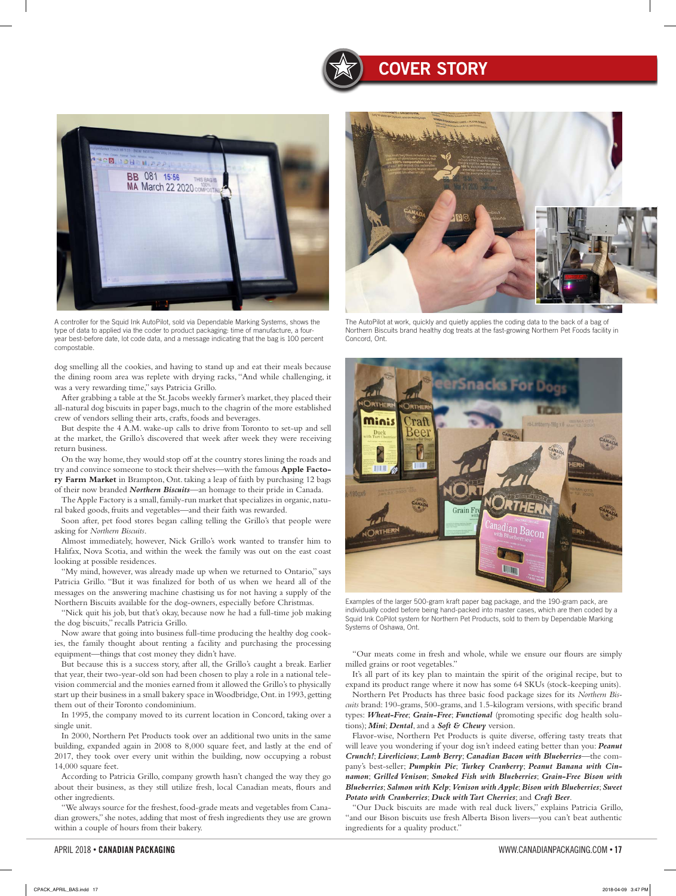A controller for the Squid Ink AutoPilot, sold via Dependable Marking Systems, shows the type of data to applied via the coder to product packaging: time of manufacture, a four-year best-before date, lot code data, and a message indicating that the bag is 100 percent compostable.

The AutoPilot at work, quickly and quietly applies the coding data to the back of a bag of Northern Biscuits brand healthy dog treats at the fast-growing Northern Pet Foods facility in Concord, Ont.

dog smelling all the cookies, and having to stand up and eat their meals because the dining room area was replete with drying racks, "And while challenging, it was a very rewarding time," says Patricia Grillo.

After grabbing a table at the St. Jacobs weekly farmer's market, they placed their all-natural dog biscuits in paper bags, much to the chagrin of the more established crew of vendors selling their arts, crafts, foods and beverages.

But despite the 4 A.M. wake-up calls to drive from Toronto to set-up and sell at the market, the Grillo's discovered that week after week they were receiving return business.

On the way home, they would stop off at the country stores lining the roads and try and convince someone to stock their shelves—with the famous **Apple Factory Farm Market** in Brampton, Ont. taking a leap of faith by purchasing 12 bags of their now branded ***Northern Biscuits***—an homage to their pride in Canada.

The Apple Factory is a small, family-run market that specializes in organic, natural baked goods, fruits and vegetables—and their faith was rewarded.

Soon after, pet food stores began calling telling the Grillo's that people were asking for *Northern Biscuits*.

Almost immediately, however, Nick Grillo's work wanted to transfer him to Halifax, Nova Scotia, and within the week the family was out on the east coast looking at possible residences.

"My mind, however, was already made up when we returned to Ontario," says Patricia Grillo. "But it was finalized for both of us when we heard all of the messages on the answering machine chastising us for not having a supply of the Northern Biscuits available for the dog-owners, especially before Christmas.

"Nick quit his job, but that's okay, because now he had a full-time job making the dog biscuits," recalls Patricia Grillo.

Now aware that going into business full-time producing the healthy dog cookies, the family thought about renting a facility and purchasing the processing equipment—things that cost money they didn't have.

But because this is a success story, after all, the Grillo's caught a break. Earlier that year, their two-year-old son had been chosen to play a role in a national television commercial and the monies earned from it allowed the Grillo's to physically start up their business in a small bakery space in Woodbridge, Ont. in 1993, getting them out of their Toronto condominium.

In 1995, the company moved to its current location in Concord, taking over a single unit.

In 2000, Northern Pet Products took over an additional two units in the same building, expanded again in 2008 to 8,000 square feet, and lastly at the end of 2017, they took over every unit within the building, now occupying a robust 14,000 square feet.

According to Patricia Grillo, company growth hasn't changed the way they go about their business, as they still utilize fresh, local Canadian meats, flours and other ingredients.

"We always source for the freshest, food-grade meats and vegetables from Canadian growers," she notes, adding that most of fresh ingredients they use are grown within a couple of hours from their bakery.

Examples of the larger 500-gram kraft paper bag package, and the 190-gram pack, are individually coded before being hand-packed into master cases, which are then coded by a Squid Ink CoPilot system for Northern Pet Products, sold to them by Dependable Marking Systems of Oshawa, Ont.

"Our meats come in fresh and whole, while we ensure our flours are simply milled grains or root vegetables."

It's all part of its key plan to maintain the spirit of the original recipe, but to expand its product range where it now has some 64 SKUs (stock-keeping units).

Northern Pet Products has three basic food package sizes for its *Northern Biscuits* brand: 190-grams, 500-grams, and 1.5-kilogram versions, with specific brand types: ***Wheat-Free***; ***Grain-Free***; ***Functional*** (promoting specific dog health solutions); ***Mini***; ***Dental***, and a ***Soft & Chewy*** version.

Flavor-wise, Northern Pet Products is quite diverse, offering tasty treats that will leave you wondering if your dog isn't indeed eating better than you: ***Peanut Crunch!***; ***Liverlicious***; ***Lamb Berry***; ***Canadian Bacon with Blueberries***—the company's best-seller; ***Pumpkin Pie***; ***Turkey Cranberry***; ***Peanut Banana with Cinnamon***; ***Grilled Venison***; ***Smoked Fish with Blueberries***; ***Grain-Free Bison with Blueberries***; ***Salmon with Kelp***; ***Venison with Apple***; ***Bison with Blueberries***; ***Sweet Potato with Cranberries***; ***Duck with Tart Cherries***; and ***Craft Beer***.

"Our Duck biscuits are made with real duck livers," explains Patricia Grillo, "and our Bison biscuits use fresh Alberta Bison livers—you can't beat authentic ingredients for a quality product."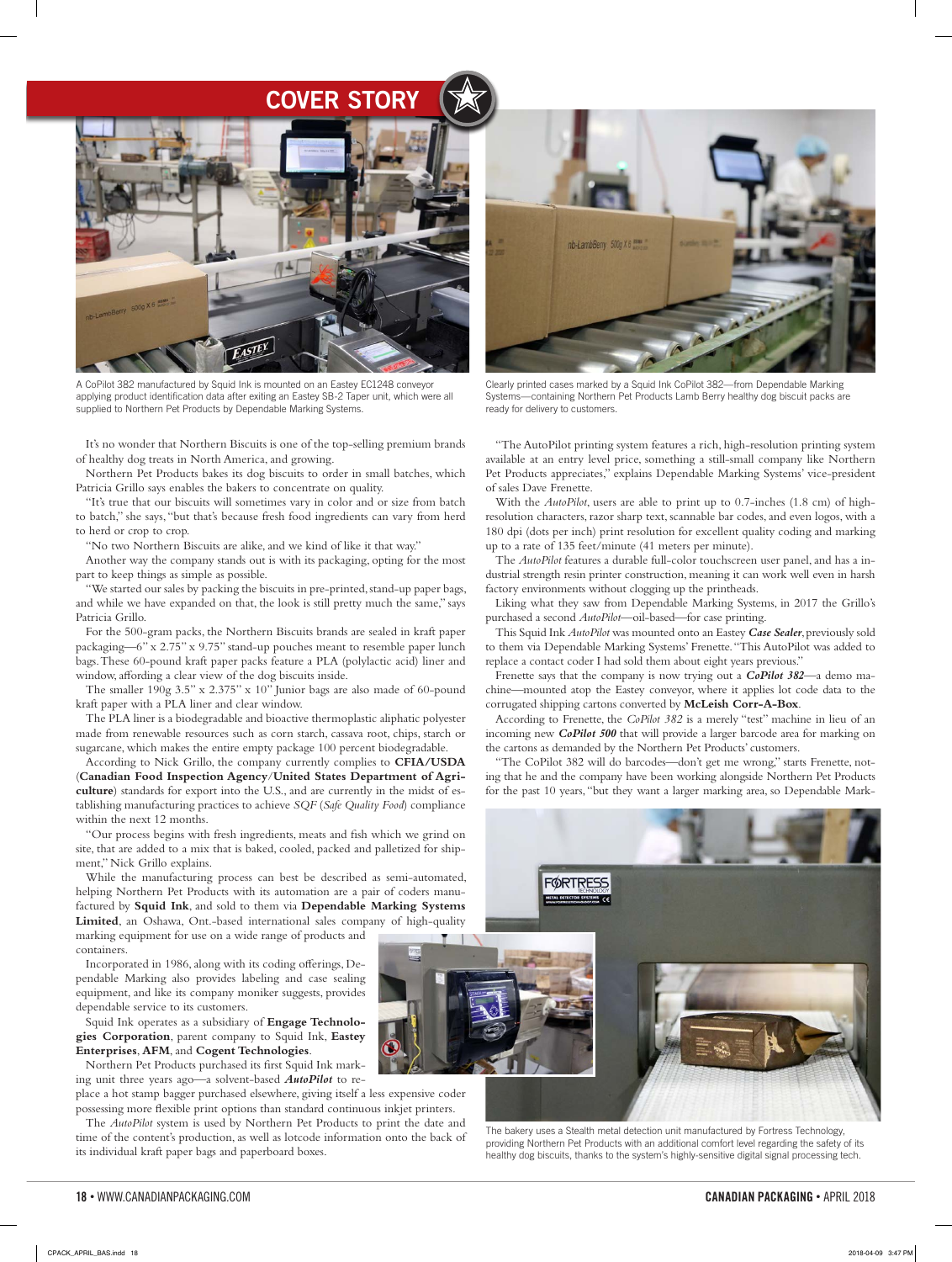## COVER STORY

A CoPilot 382 manufactured by Squid Ink is mounted on an Eastey EC1248 conveyor applying product identification data after exiting an Eastey SB-2 Taper unit, which were all supplied to Northern Pet Products by Dependable Marking Systems.

Clearly printed cases marked by a Squid Ink CoPilot 382—from Dependable Marking Systems—containing Northern Pet Products Lamb Berry healthy dog biscuit packs are ready for delivery to customers.

It's no wonder that Northern Biscuits is one of the top-selling premium brands of healthy dog treats in North America, and growing.

Northern Pet Products bakes its dog biscuits to order in small batches, which Patricia Grillo says enables the bakers to concentrate on quality.

"It's true that our biscuits will sometimes vary in color and or size from batch to batch," she says, "but that's because fresh food ingredients can vary from herd to herd or crop to crop.

"No two Northern Biscuits are alike, and we kind of like it that way."

Another way the company stands out is with its packaging, opting for the most part to keep things as simple as possible.

"We started our sales by packing the biscuits in pre-printed, stand-up paper bags, and while we have expanded on that, the look is still pretty much the same," says Patricia Grillo.

For the 500-gram packs, the Northern Biscuits brands are sealed in kraft paper packaging—6" x 2.75" x 9.75" stand-up pouches meant to resemble paper lunch bags. These 60-pound kraft paper packs feature a PLA (polylactic acid) liner and window, affording a clear view of the dog biscuits inside.

The smaller 190g 3.5" x 2.375" x 10" Junior bags are also made of 60-pound kraft paper with a PLA liner and clear window.

The PLA liner is a biodegradable and bioactive thermoplastic aliphatic polyester made from renewable resources such as corn starch, cassava root, chips, starch or sugarcane, which makes the entire empty package 100 percent biodegradable.

According to Nick Grillo, the company currently complies to **CFIA/USDA** (**Canadian Food Inspection Agency/United States Department of Agriculture**) standards for export into the U.S., and are currently in the midst of establishing manufacturing practices to achieve *SQF* (*Safe Quality Food*) compliance within the next 12 months.

"Our process begins with fresh ingredients, meats and fish which we grind on site, that are added to a mix that is baked, cooled, packed and palletized for shipment," Nick Grillo explains.

While the manufacturing process can best be described as semi-automated, helping Northern Pet Products with its automation are a pair of coders manufactured by **Squid Ink**, and sold to them via **Dependable Marking Systems Limited**, an Oshawa, Ont.-based international sales company of high-quality marking equipment for use on a wide range of products and containers.

Incorporated in 1986, along with its coding offerings, Dependable Marking also provides labeling and case sealing equipment, and like its company moniker suggests, provides dependable service to its customers.

Squid Ink operates as a subsidiary of **Engage Technologies Corporation**, parent company to Squid Ink, **Eastey Enterprises**, **AFM**, and **Cogent Technologies**.

Northern Pet Products purchased its first Squid Ink marking unit three years ago—a solvent-based ***AutoPilot*** to replace a hot stamp bagger purchased elsewhere, giving itself a less expensive coder possessing more flexible print options than standard continuous inkjet printers.

The *AutoPilot* system is used by Northern Pet Products to print the date and time of the content's production, as well as lotcode information onto the back of its individual kraft paper bags and paperboard boxes.

"The AutoPilot printing system features a rich, high-resolution printing system available at an entry level price, something a still-small company like Northern Pet Products appreciates," explains Dependable Marking Systems' vice-president of sales Dave Frenette.

With the *AutoPilot*, users are able to print up to 0.7-inches (1.8 cm) of high-resolution characters, razor sharp text, scannable bar codes, and even logos, with a 180 dpi (dots per inch) print resolution for excellent quality coding and marking up to a rate of 135 feet/minute (41 meters per minute).

The *AutoPilot* features a durable full-color touchscreen user panel, and has a industrial strength resin printer construction, meaning it can work well even in harsh factory environments without clogging up the printheads.

Liking what they saw from Dependable Marking Systems, in 2017 the Grillo's purchased a second *AutoPilot*—oil-based—for case printing.

This Squid Ink *AutoPilot* was mounted onto an Eastey ***Case Sealer***, previously sold to them via Dependable Marking Systems' Frenette. "This AutoPilot was added to replace a contact coder I had sold them about eight years previous."

Frenette says that the company is now trying out a ***CoPilot 382***—a demo machine—mounted atop the Eastey conveyor, where it applies lot code data to the corrugated shipping cartons converted by **McLeish Corr-A-Box**.

According to Frenette, the *CoPilot 382* is a merely "test" machine in lieu of an incoming new ***CoPilot 500*** that will provide a larger barcode area for marking on the cartons as demanded by the Northern Pet Products' customers.

"The CoPilot 382 will do barcodes—don't get me wrong," starts Frenette, noting that he and the company have been working alongside Northern Pet Products for the past 10 years, "but they want a larger marking area, so Dependable Mark-

The bakery uses a Stealth metal detection unit manufactured by Fortress Technology, providing Northern Pet Products with an additional comfort level regarding the safety of its healthy dog biscuits, thanks to the system's highly-sensitive digital signal processing tech.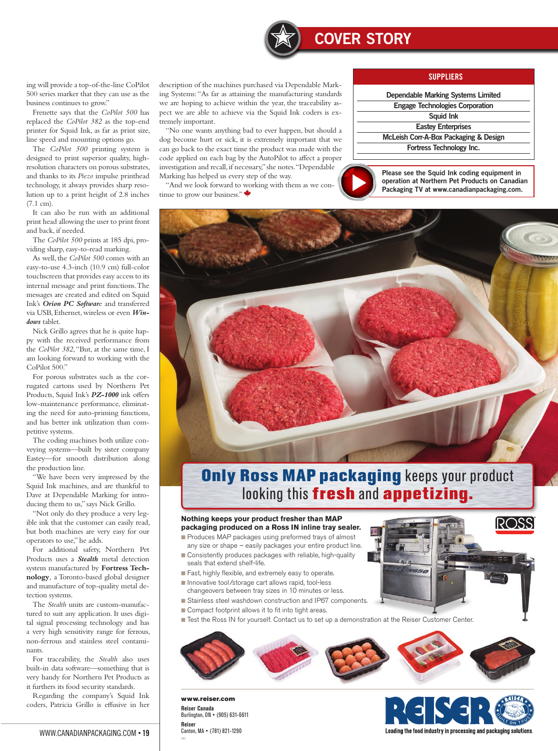ing will provide a top-of-the-line CoPilot 500 series marker that they can use as the business continues to grow."

Frenette says that the *CoPilot 500* has replaced the *CoPilot 382* as the top-end printer for Squid Ink, as far as print size, line speed and mounting options go.

The *CoPilot 500* printing system is designed to print superior quality, high-resolution characters on porous substrates, and thanks to its *Piezo* impulse printhead technology, it always provides sharp resolution up to a print height of 2.8 inches (7.1 cm).

It can also be run with an additional print head allowing the user to print front and back, if needed.

The *CoPilot 500* prints at 185 dpi, providing sharp, easy-to-read marking.

As well, the *CoPilot 500* comes with an easy-to-use 4.3-inch (10.9 cm) full-color touchscreen that provides easy access to its internal message and print functions. The messages are created and edited on Squid Ink's ***Orion PC Software*** and transferred via USB, Ethernet, wireless or even ***Windows*** tablet.

Nick Grillo agrees that he is quite happy with the received performance from the *CoPilot 382*, "But, at the same time, I am looking forward to working with the CoPilot 500."

For porous substrates such as the corrugated cartons used by Northern Pet Products, Squid Ink's ***PZ-1000*** ink offers low-maintenance performance, eliminating the need for auto-priming functions, and has better ink utilization than competitive systems.

The coding machines both utilize conveying systems—built by sister company Eastey—for smooth distribution along the production line.

"We have been very impressed by the Squid Ink machines, and are thankful to Dave at Dependable Marking for introducing them to us," says Nick Grillo.

"Not only do they produce a very legible ink that the customer can easily read, but both machines are very easy for our operators to use," he adds.

For additional safety, Northern Pet Products uses a ***Stealth*** metal detection system manufactured by **Fortress Technology**, a Toronto-based global designer and manufacture of top-quality metal detection systems.

The *Stealth* units are custom-manufactured to suit any application. It uses digital signal processing technology and has a very high sensitivity range for ferrous, non-ferrous and stainless steel contaminants.

For traceability, the *Stealth* also uses built-in data software—something that is very handy for Northern Pet Products as it furthers its food security standards.

Regarding the company's Squid Ink coders, Patricia Grillo is effusive in her description of the machines purchased via Dependable Marking Systems: "As far as attaining the manufacturing standards we are hoping to achieve within the year, the traceability aspect we are able to achieve via the Squid Ink coders is extremely important.

"No one wants anything bad to ever happen, but should a dog become hurt or sick, it is extremely important that we can go back to the exact time the product was made with the code applied on each bag by the AutoPilot to affect a proper investigation and recall, if necessary," she notes. "Dependable Marking has helped us every step of the way.

"And we look forward to working with them as we continue to grow our business."

**SUPPLIERS**

Dependable Marking Systems Limited
Engage Technologies Corporation
Squid Ink
Eastey Enterprises
McLeish Corr-A-Box Packaging & Design
Fortress Technology Inc.

**Please see the Squid Ink coding equipment in operation at Northern Pet Products on Canadian Packaging TV at www.canadianpackaging.com.**

**Only Ross MAP packaging keeps your product looking this fresh and appetizing.**

**Nothing keeps your product fresher than MAP packaging produced on a Ross IN inline tray sealer.**

- Produces MAP packages using preformed trays of almost any size or shape – easily packages your entire product line.
- Consistently produces packages with reliable, high-quality seals that extend shelf-life.
- Fast, highly flexible, and extremely easy to operate.
- Innovative tool/storage cart allows rapid, tool-less changeovers between tray sizes in 10 minutes or less.
- Stainless steel washdown construction and IP67 components.
- Compact footprint allows it to fit into tight areas.
- Test the Ross IN for yourself. Contact us to set up a demonstration at the Reiser Customer Center.

ROSS

**www.reiser.com**

**Reiser Canada**
Burlington, ON • (905) 631-6611

**Reiser**
Canton, MA • (781) 821-1290

REISER

Leading the food industry in processing and packaging solutions.